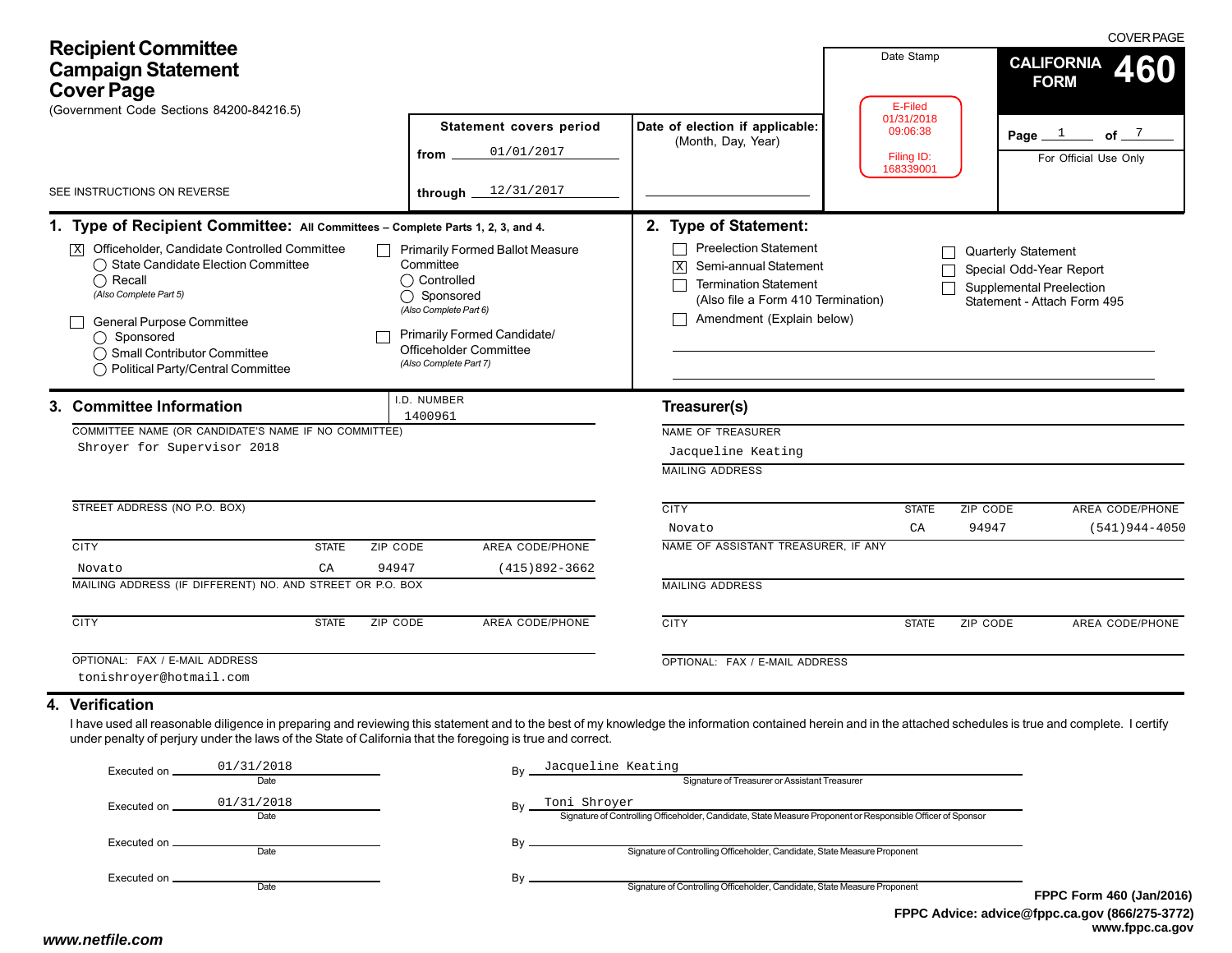# Recipient Committee Campaign Statement Cover Page

(Government Code Sections 84200-84216.5)

SEE INSTRUCTIONS ON REVERSE

COVER PAGE

**CALIFORNIA FORM 460**

| Statement covers period | Date of election if applicable: (Month, Day, Year) | Date Stamp | |
|---|---|---|---|
| from 01/01/2017 | | E-Filed 01/31/2018 09:06:38 Filing ID: 168339001 | Page 1 of 7 |
| through 12/31/2017 | | | For Official Use Only |

## 1. Type of Recipient Committee: All Committees – Complete Parts 1, 2, 3, and 4.

- [X] Officeholder, Candidate Controlled Committee
  - ◯ State Candidate Election Committee
  - ◯ Recall
  - *(Also Complete Part 5)*
- [ ] General Purpose Committee
  - ◯ Sponsored
  - ◯ Small Contributor Committee
  - ◯ Political Party/Central Committee
- [ ] Primarily Formed Ballot Measure Committee
  - ◯ Controlled
  - ◯ Sponsored
  - *(Also Complete Part 6)*
- [ ] Primarily Formed Candidate/ Officeholder Committee
  - *(Also Complete Part 7)*

## 2. Type of Statement:

- [ ] Preelection Statement
- [X] Semi-annual Statement
- [ ] Termination Statement (Also file a Form 410 Termination)
- [ ] Amendment (Explain below)
- [ ] Quarterly Statement
- [ ] Special Odd-Year Report
- [ ] Supplemental Preelection Statement - Attach Form 495

## 3. Committee Information

I.D. NUMBER: 1400961

COMMITTEE NAME (OR CANDIDATE'S NAME IF NO COMMITTEE): Shroyer for Supervisor 2018

STREET ADDRESS (NO P.O. BOX):

| CITY | STATE | ZIP CODE | AREA CODE/PHONE |
|---|---|---|---|
| Novato | CA | 94947 | (415)892-3662 |

MAILING ADDRESS (IF DIFFERENT) NO. AND STREET OR P.O. BOX:

| CITY | STATE | ZIP CODE | AREA CODE/PHONE |
|---|---|---|---|
| | | | |

OPTIONAL: FAX / E-MAIL ADDRESS: tonishroyer@hotmail.com

### Treasurer(s)

NAME OF TREASURER: Jacqueline Keating

MAILING ADDRESS:

| CITY | STATE | ZIP CODE | AREA CODE/PHONE |
|---|---|---|---|
| Novato | CA | 94947 | (541)944-4050 |

NAME OF ASSISTANT TREASURER, IF ANY:

MAILING ADDRESS:

| CITY | STATE | ZIP CODE | AREA CODE/PHONE |
|---|---|---|---|
| | | | |

OPTIONAL: FAX / E-MAIL ADDRESS:

## 4. Verification

I have used all reasonable diligence in preparing and reviewing this statement and to the best of my knowledge the information contained herein and in the attached schedules is true and complete. I certify under penalty of perjury under the laws of the State of California that the foregoing is true and correct.

| Executed on (Date) | By |
|---|---|
| 01/31/2018 | Jacqueline Keating — Signature of Treasurer or Assistant Treasurer |
| 01/31/2018 | Toni Shroyer — Signature of Controlling Officeholder, Candidate, State Measure Proponent or Responsible Officer of Sponsor |
| | Signature of Controlling Officeholder, Candidate, State Measure Proponent |
| | Signature of Controlling Officeholder, Candidate, State Measure Proponent |

FPPC Form 460 (Jan/2016)
FPPC Advice: advice@fppc.ca.gov (866/275-3772)
www.fppc.ca.gov

www.netfile.com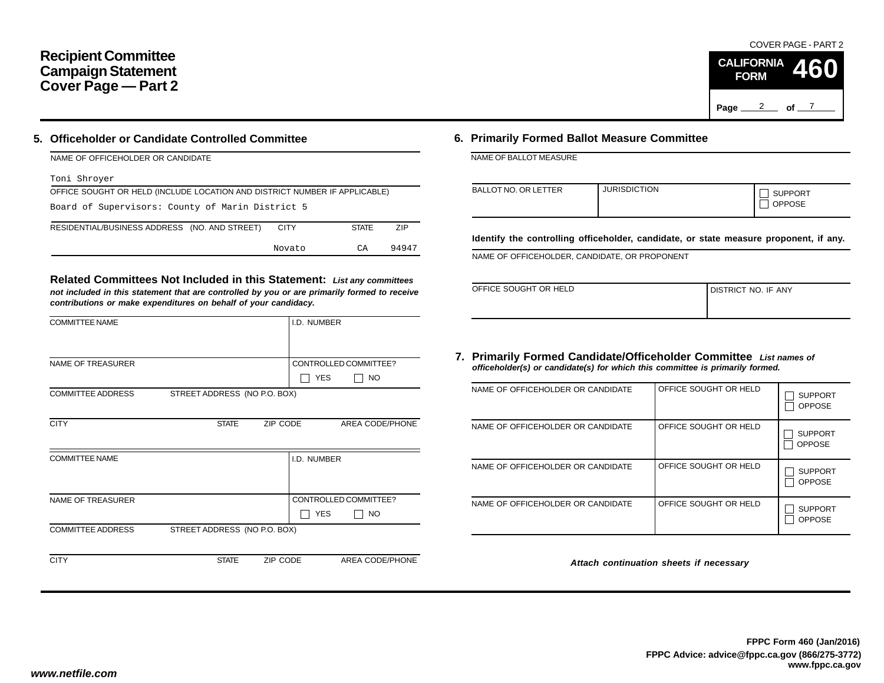# Recipient Committee Campaign Statement Cover Page — Part 2

COVER PAGE - PART 2

**CALIFORNIA FORM 460**

Page 2 of 7

## 5. Officeholder or Candidate Controlled Committee

NAME OF OFFICEHOLDER OR CANDIDATE

Toni Shroyer

OFFICE SOUGHT OR HELD (INCLUDE LOCATION AND DISTRICT NUMBER IF APPLICABLE)

Board of Supervisors: County of Marin District 5

| RESIDENTIAL/BUSINESS ADDRESS (NO. AND STREET) | CITY | STATE | ZIP |
|---|---|---|---|
| | Novato | CA | 94947 |

**Related Committees Not Included in this Statement:** ***List any committees not included in this statement that are controlled by you or are primarily formed to receive contributions or make expenditures on behalf of your candidacy.***

| COMMITTEE NAME | | | I.D. NUMBER |
|---|---|---|---|
| | | | |
| NAME OF TREASURER | | | CONTROLLED COMMITTEE? ☐ YES ☐ NO |
| COMMITTEE ADDRESS | STREET ADDRESS (NO P.O. BOX) | | |
| CITY | STATE | ZIP CODE | AREA CODE/PHONE |

| COMMITTEE NAME | | | I.D. NUMBER |
|---|---|---|---|
| | | | |
| NAME OF TREASURER | | | CONTROLLED COMMITTEE? ☐ YES ☐ NO |
| COMMITTEE ADDRESS | STREET ADDRESS (NO P.O. BOX) | | |
| CITY | STATE | ZIP CODE | AREA CODE/PHONE |

## 6. Primarily Formed Ballot Measure Committee

NAME OF BALLOT MEASURE

| BALLOT NO. OR LETTER | JURISDICTION | ☐ SUPPORT ☐ OPPOSE |
|---|---|---|
| | | |

**Identify the controlling officeholder, candidate, or state measure proponent, if any.**

NAME OF OFFICEHOLDER, CANDIDATE, OR PROPONENT

| OFFICE SOUGHT OR HELD | DISTRICT NO. IF ANY |
|---|---|
| | |

## 7. Primarily Formed Candidate/Officeholder Committee

***List names of officeholder(s) or candidate(s) for which this committee is primarily formed.***

| NAME OF OFFICEHOLDER OR CANDIDATE | OFFICE SOUGHT OR HELD | SUPPORT/OPPOSE |
|---|---|---|
| | | ☐ SUPPORT ☐ OPPOSE |
| | | ☐ SUPPORT ☐ OPPOSE |
| | | ☐ SUPPORT ☐ OPPOSE |
| | | ☐ SUPPORT ☐ OPPOSE |

***Attach continuation sheets if necessary***

**FPPC Form 460 (Jan/2016)**
**FPPC Advice: advice@fppc.ca.gov (866/275-3772)**
**www.fppc.ca.gov**

***www.netfile.com***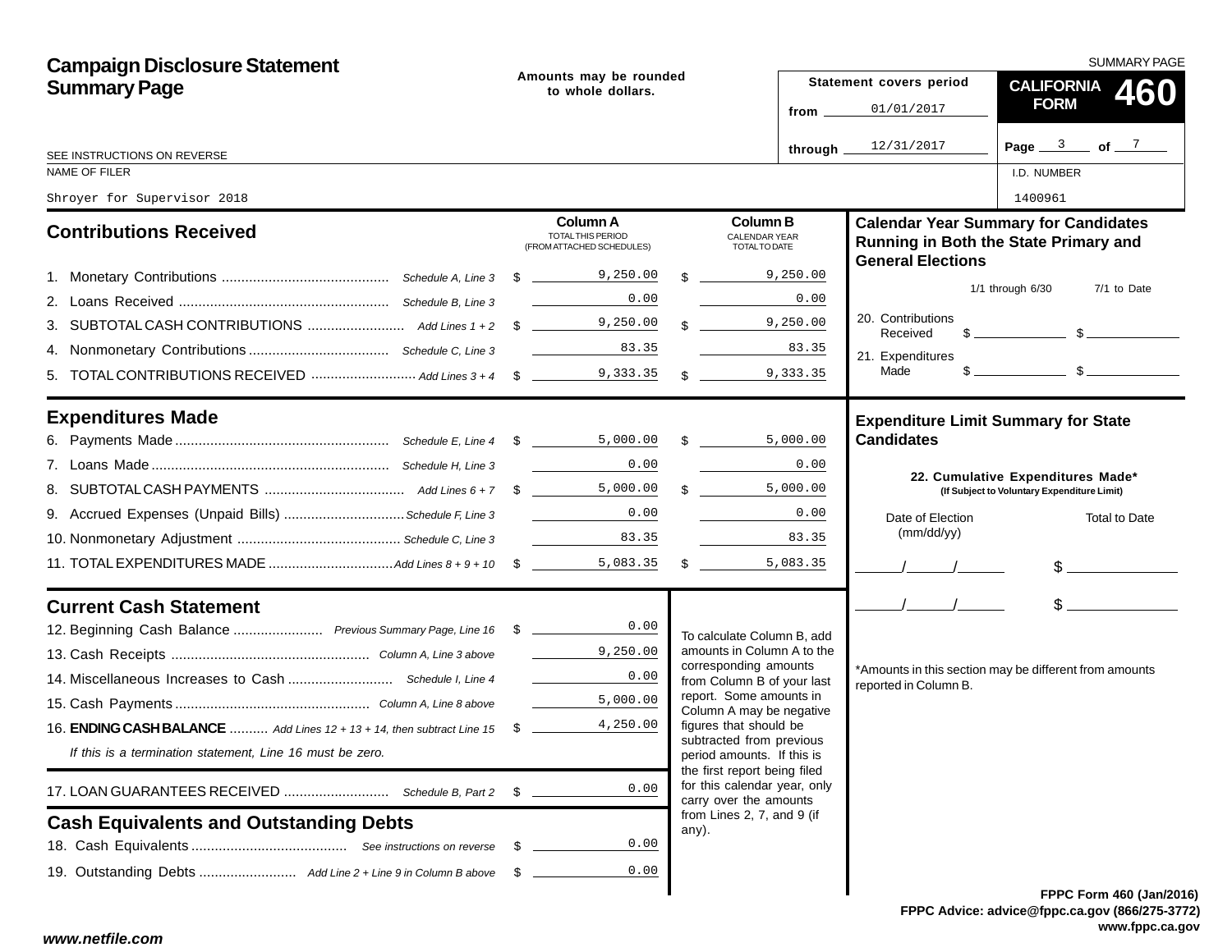# Campaign Disclosure Statement Summary Page

Amounts may be rounded to whole dollars.

Statement covers period
from 01/01/2017
through 12/31/2017

SUMMARY PAGE
**CALIFORNIA FORM 460**

SEE INSTRUCTIONS ON REVERSE

| NAME OF FILER | I.D. NUMBER |
|---|---|
| Shroyer for Supervisor 2018 | 1400961 |

## Contributions Received

| | | Column A TOTAL THIS PERIOD (FROM ATTACHED SCHEDULES) | Column B CALENDAR YEAR TOTAL TO DATE |
|---|---|---|---|
| 1. Monetary Contributions | *Schedule A, Line 3* | $ 9,250.00 | $ 9,250.00 |
| 2. Loans Received | *Schedule B, Line 3* | 0.00 | 0.00 |
| 3. SUBTOTAL CASH CONTRIBUTIONS | *Add Lines 1 + 2* | $ 9,250.00 | $ 9,250.00 |
| 4. Nonmonetary Contributions | *Schedule C, Line 3* | 83.35 | 83.35 |
| 5. TOTAL CONTRIBUTIONS RECEIVED | *Add Lines 3 + 4* | $ 9,333.35 | $ 9,333.35 |

## Expenditures Made

| | | Column A | Column B |
|---|---|---|---|
| 6. Payments Made | *Schedule E, Line 4* | $ 5,000.00 | $ 5,000.00 |
| 7. Loans Made | *Schedule H, Line 3* | 0.00 | 0.00 |
| 8. SUBTOTAL CASH PAYMENTS | *Add Lines 6 + 7* | $ 5,000.00 | $ 5,000.00 |
| 9. Accrued Expenses (Unpaid Bills) | *Schedule F, Line 3* | 0.00 | 0.00 |
| 10. Nonmonetary Adjustment | *Schedule C, Line 3* | 83.35 | 83.35 |
| 11. TOTAL EXPENDITURES MADE | *Add Lines 8 + 9 + 10* | $ 5,083.35 | $ 5,083.35 |

## Current Cash Statement

| | | |
|---|---|---|
| 12. Beginning Cash Balance | *Previous Summary Page, Line 16* | $ 0.00 |
| 13. Cash Receipts | *Column A, Line 3 above* | 9,250.00 |
| 14. Miscellaneous Increases to Cash | *Schedule I, Line 4* | 0.00 |
| 15. Cash Payments | *Column A, Line 8 above* | 5,000.00 |
| 16. **ENDING CASH BALANCE** | *Add Lines 12 + 13 + 14, then subtract Line 15* | $ 4,250.00 |

*If this is a termination statement, Line 16 must be zero.*

| | | |
|---|---|---|
| 17. LOAN GUARANTEES RECEIVED | *Schedule B, Part 2* | $ 0.00 |

## Cash Equivalents and Outstanding Debts

| | | |
|---|---|---|
| 18. Cash Equivalents | *See instructions on reverse* | $ 0.00 |
| 19. Outstanding Debts | *Add Line 2 + Line 9 in Column B above* | $ 0.00 |

To calculate Column B, add amounts in Column A to the corresponding amounts from Column B of your last report. Some amounts in Column A may be negative figures that should be subtracted from previous period amounts. If this is the first report being filed for this calendar year, only carry over the amounts from Lines 2, 7, and 9 (if any).

## Calendar Year Summary for Candidates Running in Both the State Primary and General Elections

| | 1/1 through 6/30 | 7/1 to Date |
|---|---|---|
| 20. Contributions Received | $ | $ |
| 21. Expenditures Made | $ | $ |

## Expenditure Limit Summary for State Candidates

**22. Cumulative Expenditures Made*** **(If Subject to Voluntary Expenditure Limit)**

| Date of Election (mm/dd/yy) | Total to Date |
|---|---|
| / / | $ |
| / / | $ |

*Amounts in this section may be different from amounts reported in Column B.

FPPC Form 460 (Jan/2016)
FPPC Advice: advice@fppc.ca.gov (866/275-3772)
www.fppc.ca.gov

www.netfile.com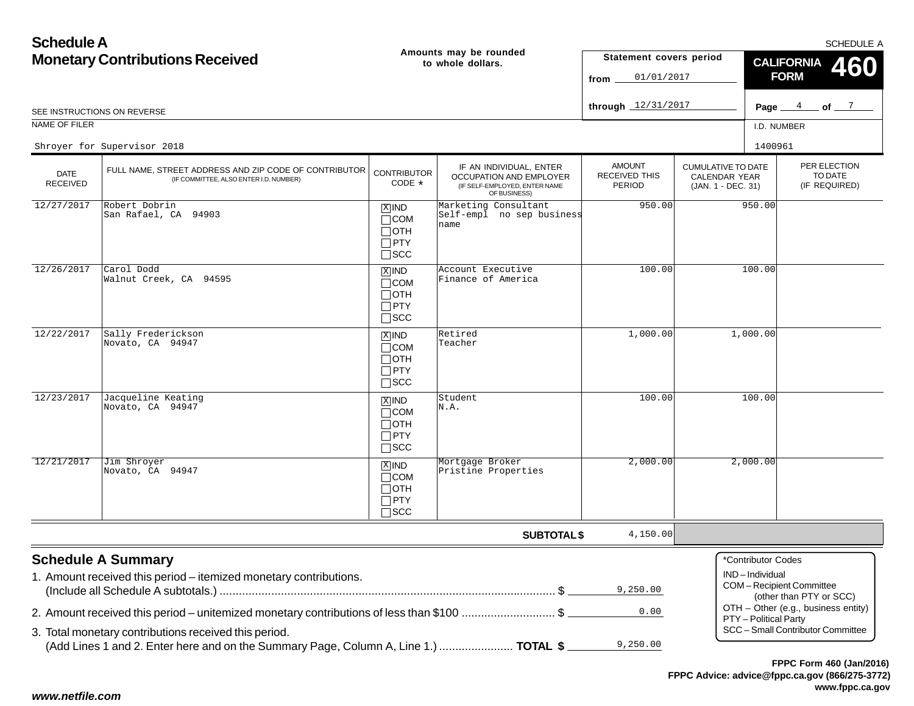# Schedule A
# Monetary Contributions Received

**Amounts may be rounded to whole dollars.**

SCHEDULE A

**Statement covers period**
from 01/01/2017
through 12/31/2017

**CALIFORNIA FORM 460**

Page 4 of 7

SEE INSTRUCTIONS ON REVERSE

NAME OF FILER: Shroyer for Supervisor 2018

I.D. NUMBER: 1400961

| DATE RECEIVED | FULL NAME, STREET ADDRESS AND ZIP CODE OF CONTRIBUTOR (IF COMMITTEE, ALSO ENTER I.D. NUMBER) | CONTRIBUTOR CODE * | IF AN INDIVIDUAL, ENTER OCCUPATION AND EMPLOYER (IF SELF-EMPLOYED, ENTER NAME OF BUSINESS) | AMOUNT RECEIVED THIS PERIOD | CUMULATIVE TO DATE CALENDAR YEAR (JAN. 1 - DEC. 31) | PER ELECTION TO DATE (IF REQUIRED) |
|---|---|---|---|---|---|---|
| 12/27/2017 | Robert Dobrin<br>San Rafael, CA 94903 | [X] IND<br>[ ] COM<br>[ ] OTH<br>[ ] PTY<br>[ ] SCC | Marketing Consultant<br>Self-empl no sep business name | 950.00 | 950.00 | |
| 12/26/2017 | Carol Dodd<br>Walnut Creek, CA 94595 | [X] IND<br>[ ] COM<br>[ ] OTH<br>[ ] PTY<br>[ ] SCC | Account Executive<br>Finance of America | 100.00 | 100.00 | |
| 12/22/2017 | Sally Frederickson<br>Novato, CA 94947 | [X] IND<br>[ ] COM<br>[ ] OTH<br>[ ] PTY<br>[ ] SCC | Retired<br>Teacher | 1,000.00 | 1,000.00 | |
| 12/23/2017 | Jacqueline Keating<br>Novato, CA 94947 | [X] IND<br>[ ] COM<br>[ ] OTH<br>[ ] PTY<br>[ ] SCC | Student<br>N.A. | 100.00 | 100.00 | |
| 12/21/2017 | Jim Shroyer<br>Novato, CA 94947 | [X] IND<br>[ ] COM<br>[ ] OTH<br>[ ] PTY<br>[ ] SCC | Mortgage Broker<br>Pristine Properties | 2,000.00 | 2,000.00 | |
| | | | **SUBTOTAL $** | 4,150.00 | | |

## Schedule A Summary

1. Amount received this period – itemized monetary contributions. (Include all Schedule A subtotals.) ........ $ 9,250.00
2. Amount received this period – unitemized monetary contributions of less than $100 ........ $ 0.00
3. Total monetary contributions received this period. (Add Lines 1 and 2. Enter here and on the Summary Page, Column A, Line 1.) ........ **TOTAL $** 9,250.00

*Contributor Codes
- IND – Individual
- COM – Recipient Committee (other than PTY or SCC)
- OTH – Other (e.g., business entity)
- PTY – Political Party
- SCC – Small Contributor Committee

**FPPC Form 460 (Jan/2016)**
**FPPC Advice: advice@fppc.ca.gov (866/275-3772)**
**www.fppc.ca.gov**

***www.netfile.com***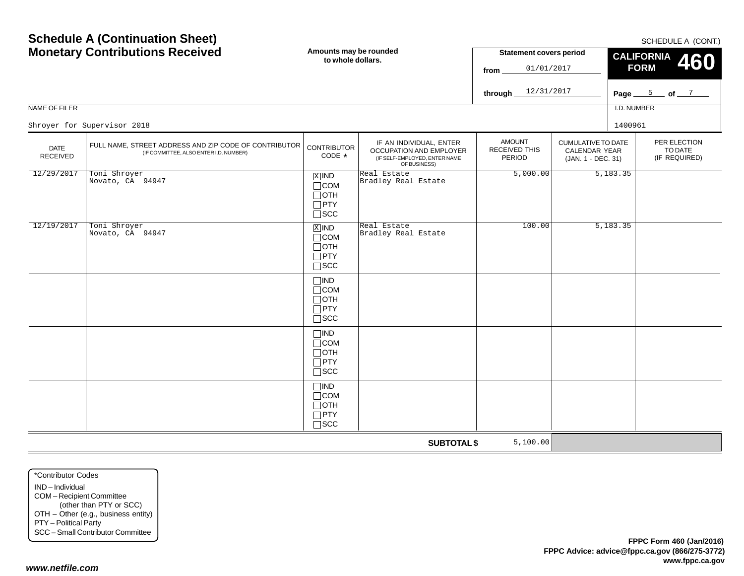# Schedule A (Continuation Sheet)
# Monetary Contributions Received

SCHEDULE A (CONT.)

**Amounts may be rounded to whole dollars.**

**Statement covers period**
from 01/01/2017
through 12/31/2017

**CALIFORNIA FORM 460**

Page 5 of 7

NAME OF FILER: Shroyer for Supervisor 2018

I.D. NUMBER: 1400961

| DATE RECEIVED | FULL NAME, STREET ADDRESS AND ZIP CODE OF CONTRIBUTOR (IF COMMITTEE, ALSO ENTER I.D. NUMBER) | CONTRIBUTOR CODE * | IF AN INDIVIDUAL, ENTER OCCUPATION AND EMPLOYER (IF SELF-EMPLOYED, ENTER NAME OF BUSINESS) | AMOUNT RECEIVED THIS PERIOD | CUMULATIVE TO DATE CALENDAR YEAR (JAN. 1 - DEC. 31) | PER ELECTION TO DATE (IF REQUIRED) |
|---|---|---|---|---|---|---|
| 12/29/2017 | Toni Shroyer<br>Novato, CA 94947 | [X] IND<br>[ ] COM<br>[ ] OTH<br>[ ] PTY<br>[ ] SCC | Real Estate<br>Bradley Real Estate | 5,000.00 | 5,183.35 | |
| 12/19/2017 | Toni Shroyer<br>Novato, CA 94947 | [X] IND<br>[ ] COM<br>[ ] OTH<br>[ ] PTY<br>[ ] SCC | Real Estate<br>Bradley Real Estate | 100.00 | 5,183.35 | |
| | | [ ] IND<br>[ ] COM<br>[ ] OTH<br>[ ] PTY<br>[ ] SCC | | | | |
| | | [ ] IND<br>[ ] COM<br>[ ] OTH<br>[ ] PTY<br>[ ] SCC | | | | |
| | | [ ] IND<br>[ ] COM<br>[ ] OTH<br>[ ] PTY<br>[ ] SCC | | | | |
| | | | **SUBTOTAL $** | 5,100.00 | | |

*Contributor Codes
- IND – Individual
- COM – Recipient Committee (other than PTY or SCC)
- OTH – Other (e.g., business entity)
- PTY – Political Party
- SCC – Small Contributor Committee

**FPPC Form 460 (Jan/2016)**
**FPPC Advice: advice@fppc.ca.gov (866/275-3772)**
**www.fppc.ca.gov**

***www.netfile.com***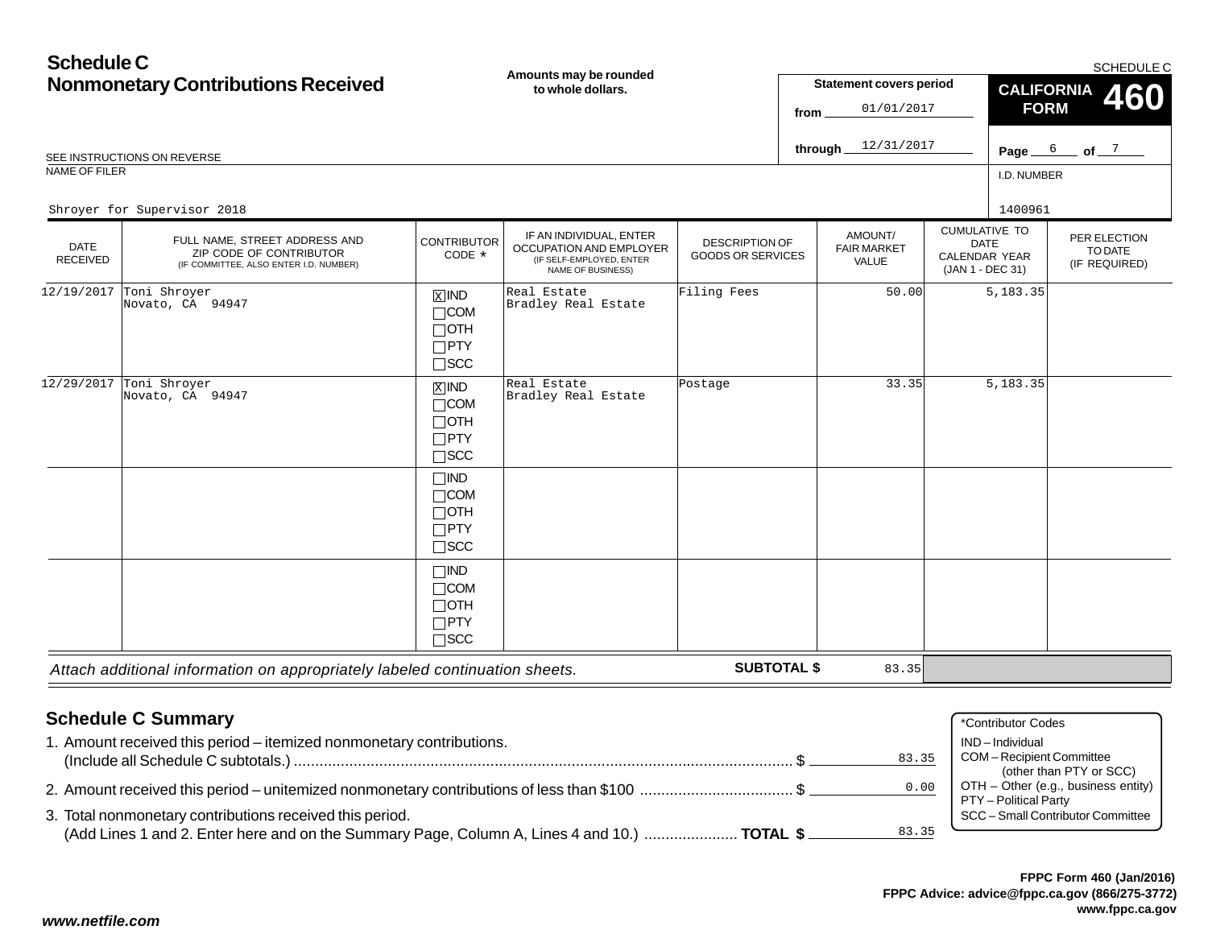# Schedule C
## Nonmonetary Contributions Received

**Amounts may be rounded to whole dollars.**

SCHEDULE C

**CALIFORNIA FORM 460**

**Statement covers period**
from 01/01/2017
through 12/31/2017

Page 6 of 7

SEE INSTRUCTIONS ON REVERSE

NAME OF FILER: Shroyer for Supervisor 2018

I.D. NUMBER: 1400961

| DATE RECEIVED | FULL NAME, STREET ADDRESS AND ZIP CODE OF CONTRIBUTOR (IF COMMITTEE, ALSO ENTER I.D. NUMBER) | CONTRIBUTOR CODE * | IF AN INDIVIDUAL, ENTER OCCUPATION AND EMPLOYER (IF SELF-EMPLOYED, ENTER NAME OF BUSINESS) | DESCRIPTION OF GOODS OR SERVICES | AMOUNT/ FAIR MARKET VALUE | CUMULATIVE TO DATE CALENDAR YEAR (JAN 1 - DEC 31) | PER ELECTION TO DATE (IF REQUIRED) |
|---|---|---|---|---|---|---|---|
| 12/19/2017 | Toni Shroyer<br>Novato, CA 94947 | [X] IND<br>[ ] COM<br>[ ] OTH<br>[ ] PTY<br>[ ] SCC | Real Estate<br>Bradley Real Estate | Filing Fees | 50.00 | 5,183.35 | |
| 12/29/2017 | Toni Shroyer<br>Novato, CA 94947 | [X] IND<br>[ ] COM<br>[ ] OTH<br>[ ] PTY<br>[ ] SCC | Real Estate<br>Bradley Real Estate | Postage | 33.35 | 5,183.35 | |
| | | [ ] IND<br>[ ] COM<br>[ ] OTH<br>[ ] PTY<br>[ ] SCC | | | | | |
| | | [ ] IND<br>[ ] COM<br>[ ] OTH<br>[ ] PTY<br>[ ] SCC | | | | | |

*Attach additional information on appropriately labeled continuation sheets.* **SUBTOTAL $** 83.35

## Schedule C Summary

1. Amount received this period – itemized nonmonetary contributions. (Include all Schedule C subtotals.) ........ $ 83.35
2. Amount received this period – unitemized nonmonetary contributions of less than $100 ........ $ 0.00
3. Total nonmonetary contributions received this period. (Add Lines 1 and 2. Enter here and on the Summary Page, Column A, Lines 4 and 10.) ........ **TOTAL $** 83.35

*Contributor Codes
- IND – Individual
- COM – Recipient Committee (other than PTY or SCC)
- OTH – Other (e.g., business entity)
- PTY – Political Party
- SCC – Small Contributor Committee

**FPPC Form 460 (Jan/2016)**
**FPPC Advice: advice@fppc.ca.gov (866/275-3772)**
**www.fppc.ca.gov**

***www.netfile.com***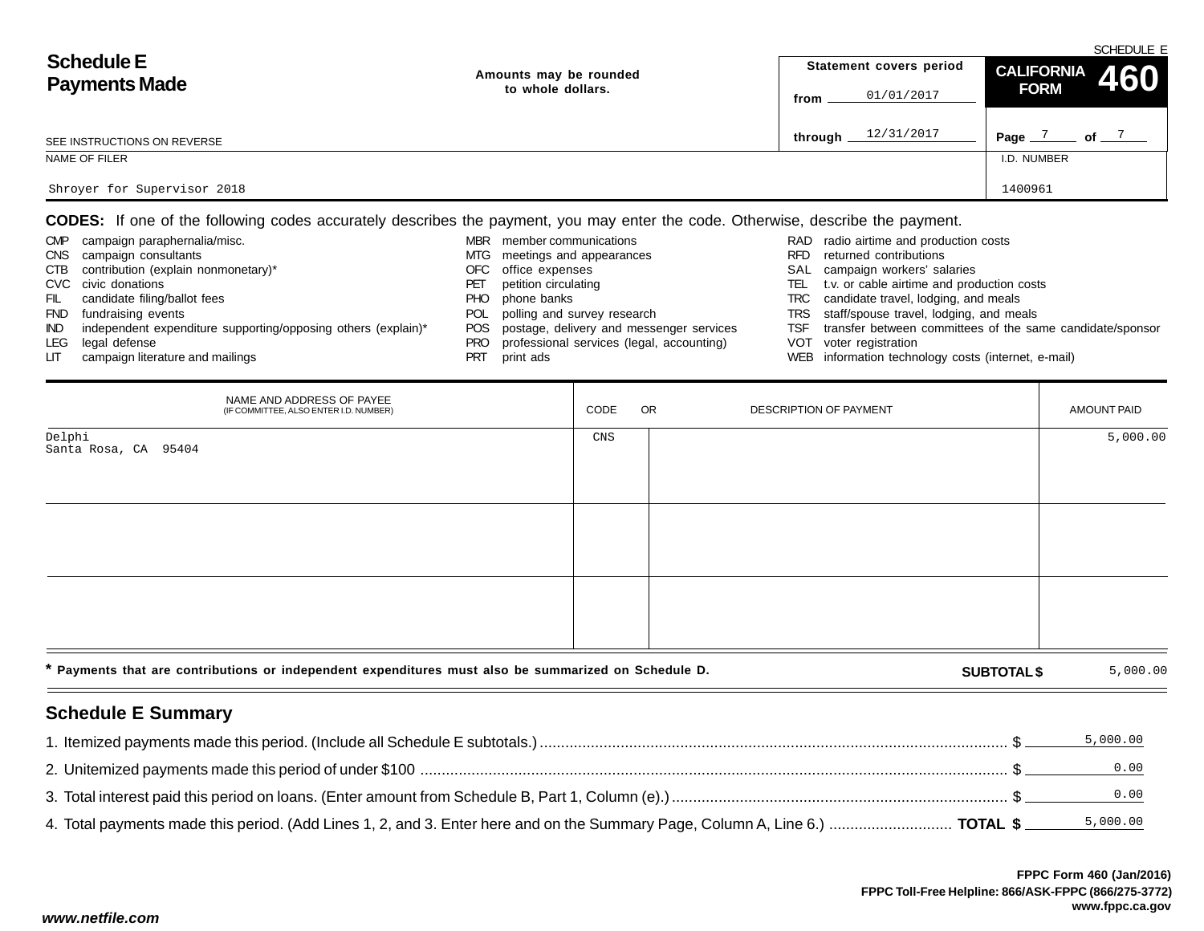# Schedule E Payments Made

SCHEDULE E

Amounts may be rounded to whole dollars.

Statement covers period from 01/01/2017 through 12/31/2017

**CALIFORNIA FORM 460**

Page 7 of 7

SEE INSTRUCTIONS ON REVERSE

NAME OF FILER: Shroyer for Supervisor 2018

I.D. NUMBER: 1400961

**CODES:** If one of the following codes accurately describes the payment, you may enter the code. Otherwise, describe the payment.

- CMP campaign paraphernalia/misc.
- CNS campaign consultants
- CTB contribution (explain nonmonetary)*
- CVC civic donations
- FIL candidate filing/ballot fees
- FND fundraising events
- IND independent expenditure supporting/opposing others (explain)*
- LEG legal defense
- LIT campaign literature and mailings
- MBR member communications
- MTG meetings and appearances
- OFC office expenses
- PET petition circulating
- PHO phone banks
- POL polling and survey research
- POS postage, delivery and messenger services
- PRO professional services (legal, accounting)
- PRT print ads
- RAD radio airtime and production costs
- RFD returned contributions
- SAL campaign workers' salaries
- TEL t.v. or cable airtime and production costs
- TRC candidate travel, lodging, and meals
- TRS staff/spouse travel, lodging, and meals
- TSF transfer between committees of the same candidate/sponsor
- VOT voter registration
- WEB information technology costs (internet, e-mail)

| NAME AND ADDRESS OF PAYEE (IF COMMITTEE, ALSO ENTER I.D. NUMBER) | CODE | OR DESCRIPTION OF PAYMENT | AMOUNT PAID |
|---|---|---|---|
| Delphi<br>Santa Rosa, CA 95404 | CNS | | 5,000.00 |
| | | | |
| | | | |

\* Payments that are contributions or independent expenditures must also be summarized on Schedule D.

**SUBTOTAL $** 5,000.00

## Schedule E Summary

1. Itemized payments made this period. (Include all Schedule E subtotals.) ..... $ 5,000.00
2. Unitemized payments made this period of under $100 ..... $ 0.00
3. Total interest paid this period on loans. (Enter amount from Schedule B, Part 1, Column (e).) ..... $ 0.00
4. Total payments made this period. (Add Lines 1, 2, and 3. Enter here and on the Summary Page, Column A, Line 6.) ..... **TOTAL $** 5,000.00

FPPC Form 460 (Jan/2016)
FPPC Toll-Free Helpline: 866/ASK-FPPC (866/275-3772)
www.fppc.ca.gov

*www.netfile.com*